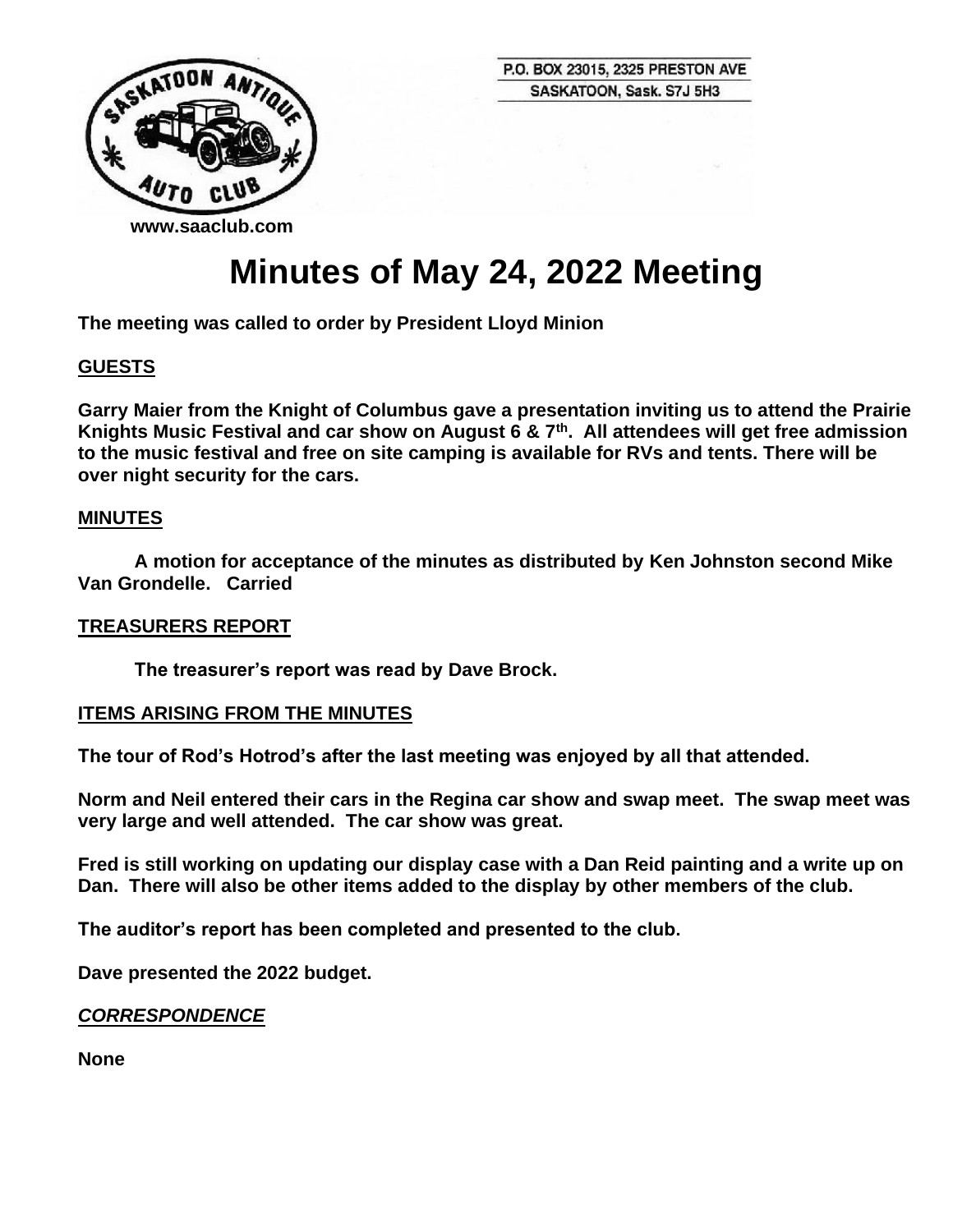P.O. BOX 23015, 2325 PRESTON AVE
SASKATOON, Sask. S7J 5H3

www.saaclub.com

# Minutes of May 24, 2022 Meeting

**The meeting was called to order by President Lloyd Minion**

## GUESTS

**Garry Maier from the Knight of Columbus gave a presentation inviting us to attend the Prairie Knights Music Festival and car show on August 6 & 7th. All attendees will get free admission to the music festival and free on site camping is available for RVs and tents. There will be over night security for the cars.**

## MINUTES

**A motion for acceptance of the minutes as distributed by Ken Johnston second Mike Van Grondelle. Carried**

## TREASURERS REPORT

**The treasurer's report was read by Dave Brock.**

## ITEMS ARISING FROM THE MINUTES

**The tour of Rod's Hotrod's after the last meeting was enjoyed by all that attended.**

**Norm and Neil entered their cars in the Regina car show and swap meet. The swap meet was very large and well attended. The car show was great.**

**Fred is still working on updating our display case with a Dan Reid painting and a write up on Dan. There will also be other items added to the display by other members of the club.**

**The auditor's report has been completed and presented to the club.**

**Dave presented the 2022 budget.**

## *CORRESPONDENCE*

**None**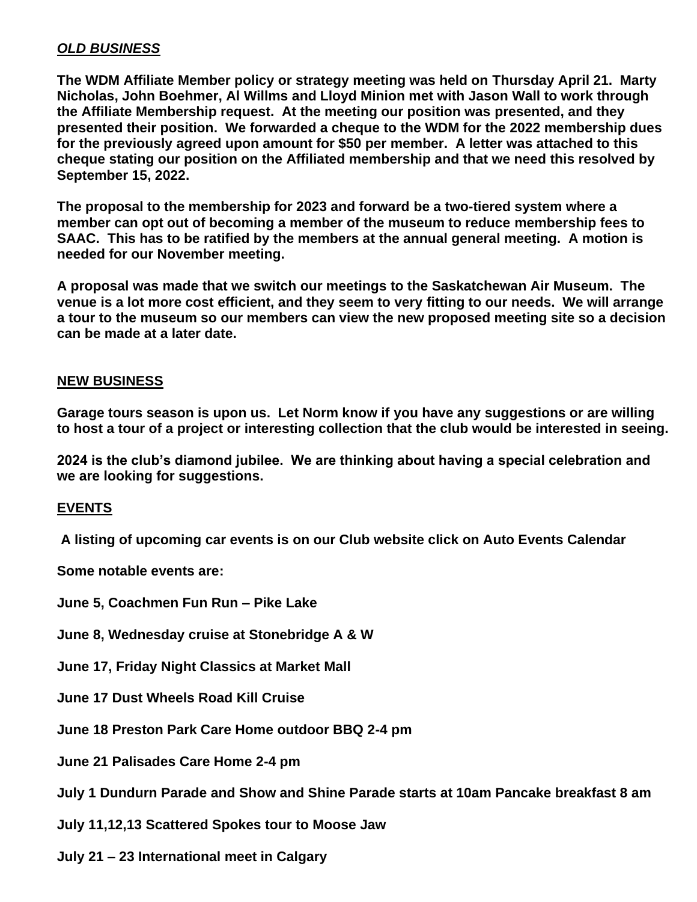***OLD BUSINESS***

**The WDM Affiliate Member policy or strategy meeting was held on Thursday April 21. Marty Nicholas, John Boehmer, Al Willms and Lloyd Minion met with Jason Wall to work through the Affiliate Membership request. At the meeting our position was presented, and they presented their position. We forwarded a cheque to the WDM for the 2022 membership dues for the previously agreed upon amount for $50 per member. A letter was attached to this cheque stating our position on the Affiliated membership and that we need this resolved by September 15, 2022.**

**The proposal to the membership for 2023 and forward be a two-tiered system where a member can opt out of becoming a member of the museum to reduce membership fees to SAAC. This has to be ratified by the members at the annual general meeting. A motion is needed for our November meeting.**

**A proposal was made that we switch our meetings to the Saskatchewan Air Museum. The venue is a lot more cost efficient, and they seem to very fitting to our needs. We will arrange a tour to the museum so our members can view the new proposed meeting site so a decision can be made at a later date.**

**NEW BUSINESS**

**Garage tours season is upon us. Let Norm know if you have any suggestions or are willing to host a tour of a project or interesting collection that the club would be interested in seeing.**

**2024 is the club's diamond jubilee. We are thinking about having a special celebration and we are looking for suggestions.**

**EVENTS**

**A listing of upcoming car events is on our Club website click on Auto Events Calendar**

**Some notable events are:**

**June 5, Coachmen Fun Run – Pike Lake**

**June 8, Wednesday cruise at Stonebridge A & W**

**June 17, Friday Night Classics at Market Mall**

**June 17 Dust Wheels Road Kill Cruise**

**June 18 Preston Park Care Home outdoor BBQ 2-4 pm**

**June 21 Palisades Care Home 2-4 pm**

**July 1 Dundurn Parade and Show and Shine Parade starts at 10am Pancake breakfast 8 am**

**July 11,12,13 Scattered Spokes tour to Moose Jaw**

**July 21 – 23 International meet in Calgary**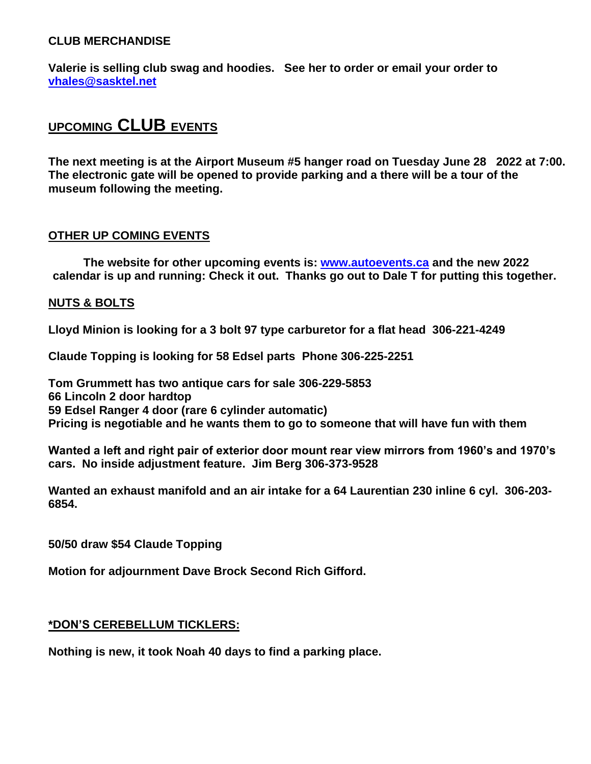**CLUB MERCHANDISE**

**Valerie is selling club swag and hoodies. See her to order or email your order to [vhales@sasktel.net](mailto:vhales@sasktel.net)**

## UPCOMING CLUB EVENTS

**The next meeting is at the Airport Museum #5 hanger road on Tuesday June 28 2022 at 7:00. The electronic gate will be opened to provide parking and a there will be a tour of the museum following the meeting.**

### OTHER UP COMING EVENTS

**The website for other upcoming events is: [www.autoevents.ca](http://www.autoevents.ca) and the new 2022 calendar is up and running: Check it out. Thanks go out to Dale T for putting this together.**

### NUTS & BOLTS

**Lloyd Minion is looking for a 3 bolt 97 type carburetor for a flat head 306-221-4249**

**Claude Topping is looking for 58 Edsel parts Phone 306-225-2251**

**Tom Grummett has two antique cars for sale 306-229-5853**
**66 Lincoln 2 door hardtop**
**59 Edsel Ranger 4 door (rare 6 cylinder automatic)**
**Pricing is negotiable and he wants them to go to someone that will have fun with them**

**Wanted a left and right pair of exterior door mount rear view mirrors from 1960's and 1970's cars. No inside adjustment feature. Jim Berg 306-373-9528**

**Wanted an exhaust manifold and an air intake for a 64 Laurentian 230 inline 6 cyl. 306-203-6854.**

**50/50 draw $54 Claude Topping**

**Motion for adjournment Dave Brock Second Rich Gifford.**

### *DON'S CEREBELLUM TICKLERS:

**Nothing is new, it took Noah 40 days to find a parking place.**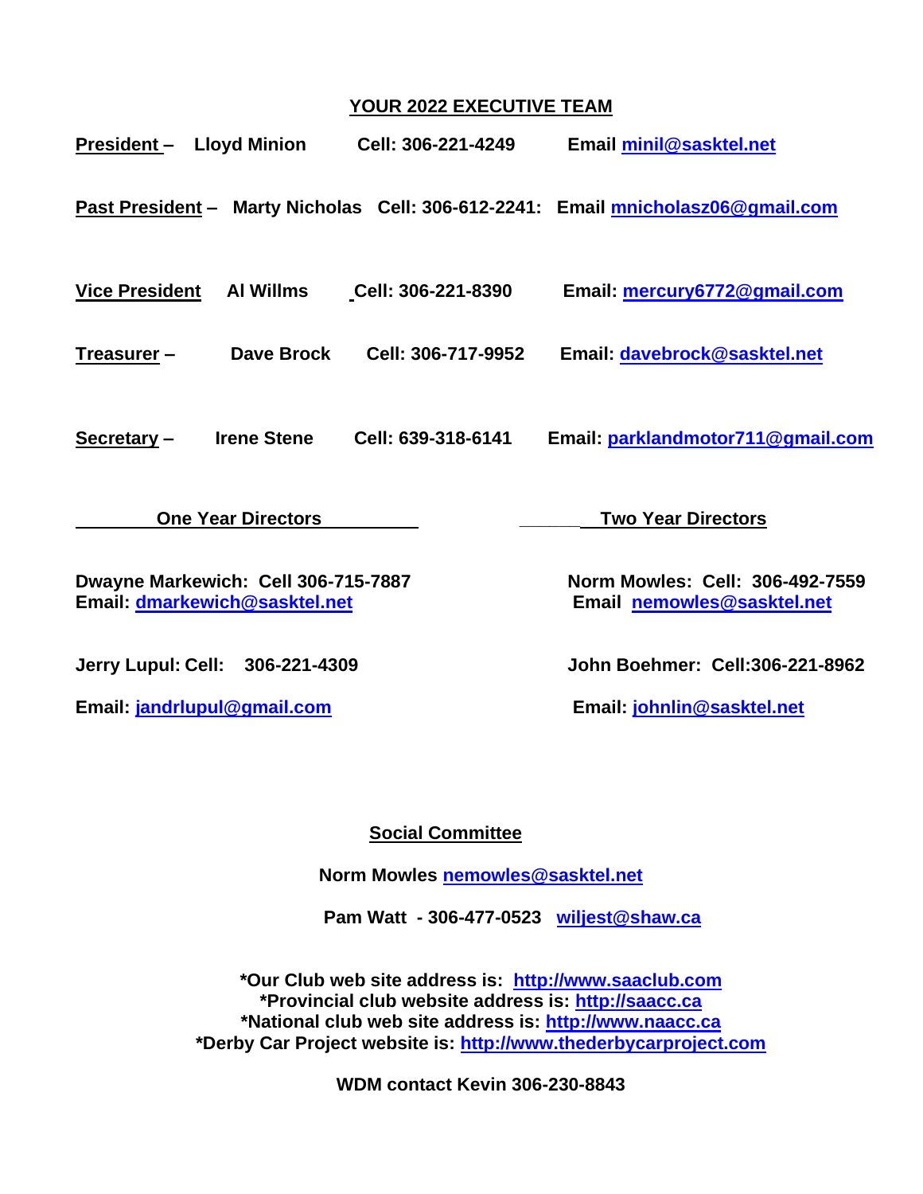## YOUR 2022 EXECUTIVE TEAM

**President – Lloyd Minion Cell: 306-221-4249 Email minil@sasktel.net**

**Past President – Marty Nicholas Cell: 306-612-2241: Email mnicholasz06@gmail.com**

**Vice President Al Willms Cell: 306-221-8390 Email: mercury6772@gmail.com**

**Treasurer – Dave Brock Cell: 306-717-9952 Email: davebrock@sasktel.net**

**Secretary – Irene Stene Cell: 639-318-6141 Email: parklandmotor711@gmail.com**

### One Year Directors

**Dwayne Markewich: Cell 306-715-7887**
**Email: dmarkewich@sasktel.net**

**Jerry Lupul: Cell: 306-221-4309**

**Email: jandrlupul@gmail.com**

### Two Year Directors

**Norm Mowles: Cell: 306-492-7559**
**Email nemowles@sasktel.net**

**John Boehmer: Cell:306-221-8962**

**Email: johnlin@sasktel.net**

### Social Committee

**Norm Mowles nemowles@sasktel.net**

**Pam Watt - 306-477-0523 wiljest@shaw.ca**

**\*Our Club web site address is: http://www.saaclub.com**
**\*Provincial club website address is: http://saacc.ca**
**\*National club web site address is: http://www.naacc.ca**
**\*Derby Car Project website is: http://www.thederbycarproject.com**

**WDM contact Kevin 306-230-8843**